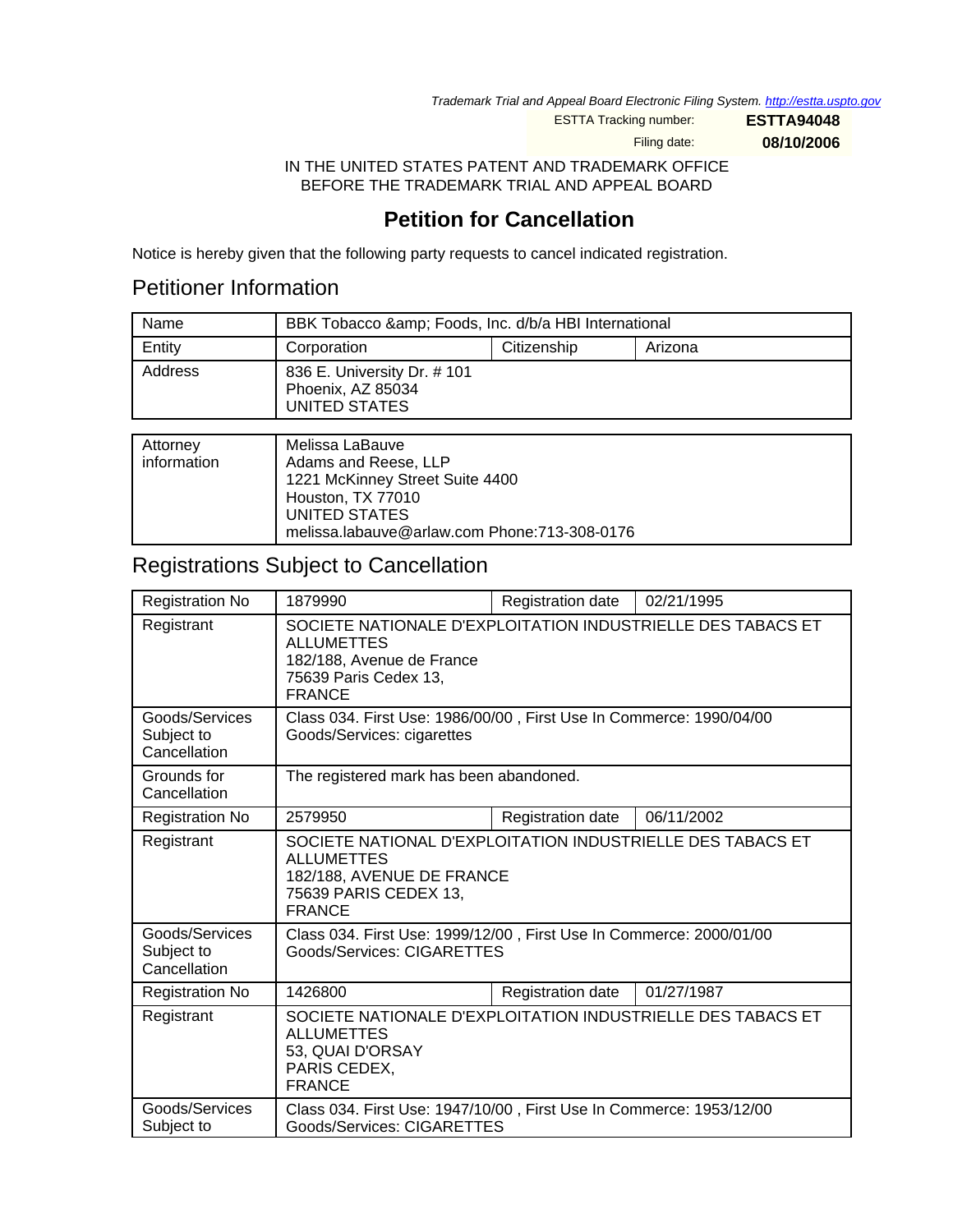*Trademark Trial and Appeal Board Electronic Filing System. http://estta.uspto.gov*

ESTTA Tracking number: **ESTTA94048**

Filing date: **08/10/2006**

IN THE UNITED STATES PATENT AND TRADEMARK OFFICE
BEFORE THE TRADEMARK TRIAL AND APPEAL BOARD

# Petition for Cancellation

Notice is hereby given that the following party requests to cancel indicated registration.

## Petitioner Information

| Name | BBK Tobacco &amp; Foods, Inc. d/b/a HBI International | | |
|---|---|---|---|
| Entity | Corporation | Citizenship | Arizona |
| Address | 836 E. University Dr. # 101<br>Phoenix, AZ 85034<br>UNITED STATES | | |

| Attorney information | Melissa LaBauve<br>Adams and Reese, LLP<br>1221 McKinney Street Suite 4400<br>Houston, TX 77010<br>UNITED STATES<br>melissa.labauve@arlaw.com Phone:713-308-0176 |
|---|---|

## Registrations Subject to Cancellation

| Registration No | 1879990 | Registration date | 02/21/1995 |
|---|---|---|---|
| Registrant | SOCIETE NATIONALE D'EXPLOITATION INDUSTRIELLE DES TABACS ET ALLUMETTES<br>182/188, Avenue de France<br>75639 Paris Cedex 13,<br>FRANCE | | |
| Goods/Services Subject to Cancellation | Class 034. First Use: 1986/00/00 , First Use In Commerce: 1990/04/00<br>Goods/Services: cigarettes | | |
| Grounds for Cancellation | The registered mark has been abandoned. | | |
| Registration No | 2579950 | Registration date | 06/11/2002 |
| Registrant | SOCIETE NATIONAL D'EXPLOITATION INDUSTRIELLE DES TABACS ET ALLUMETTES<br>182/188, AVENUE DE FRANCE<br>75639 PARIS CEDEX 13,<br>FRANCE | | |
| Goods/Services Subject to Cancellation | Class 034. First Use: 1999/12/00 , First Use In Commerce: 2000/01/00<br>Goods/Services: CIGARETTES | | |
| Registration No | 1426800 | Registration date | 01/27/1987 |
| Registrant | SOCIETE NATIONALE D'EXPLOITATION INDUSTRIELLE DES TABACS ET ALLUMETTES<br>53, QUAI D'ORSAY<br>PARIS CEDEX,<br>FRANCE | | |
| Goods/Services Subject to | Class 034. First Use: 1947/10/00 , First Use In Commerce: 1953/12/00<br>Goods/Services: CIGARETTES | | |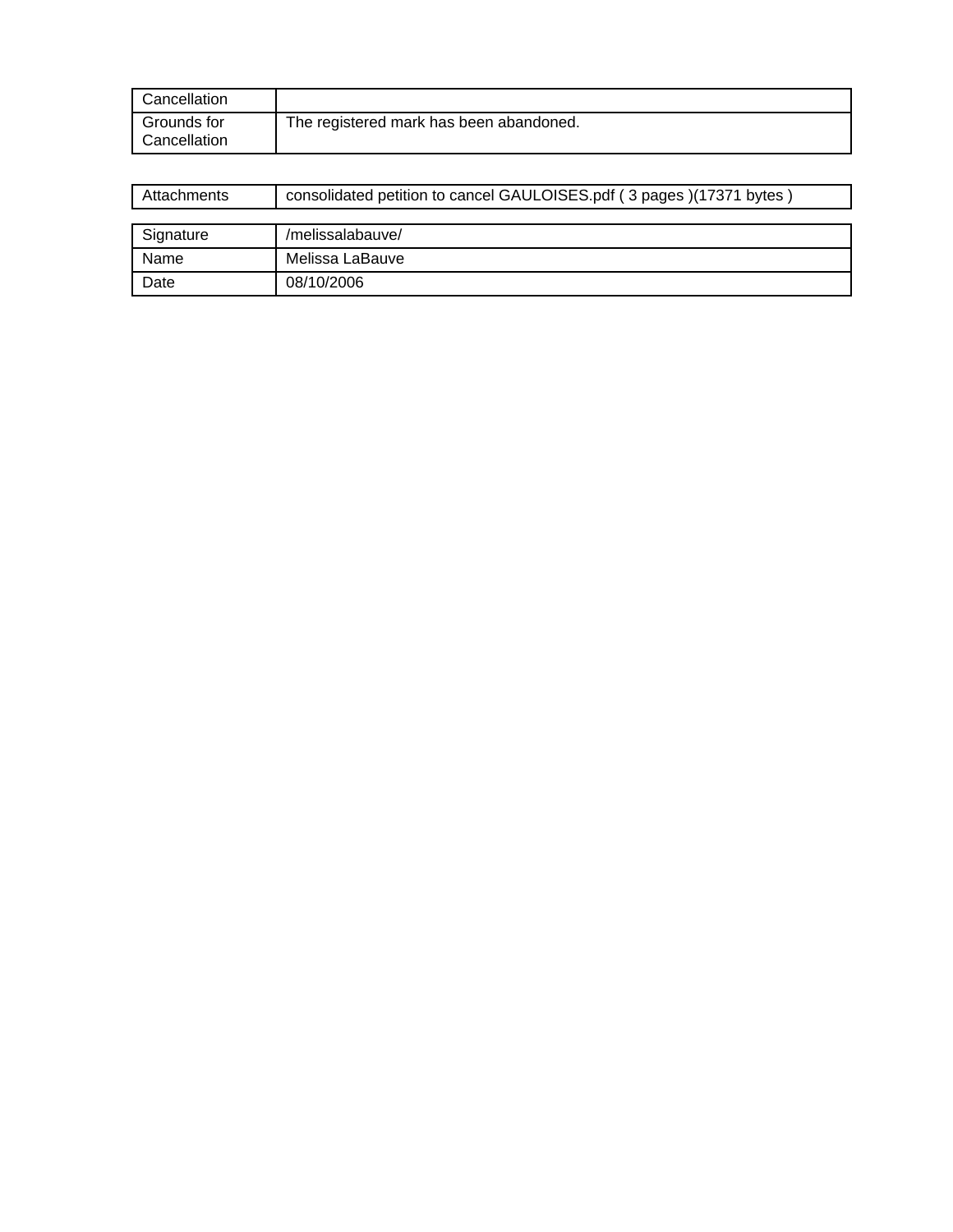| Cancellation | |
|---|---|
| Grounds for Cancellation | The registered mark has been abandoned. |

| Attachments | consolidated petition to cancel GAULOISES.pdf ( 3 pages )(17371 bytes ) |
|---|---|

| Signature | /melissalabauve/ |
|---|---|
| Name | Melissa LaBauve |
| Date | 08/10/2006 |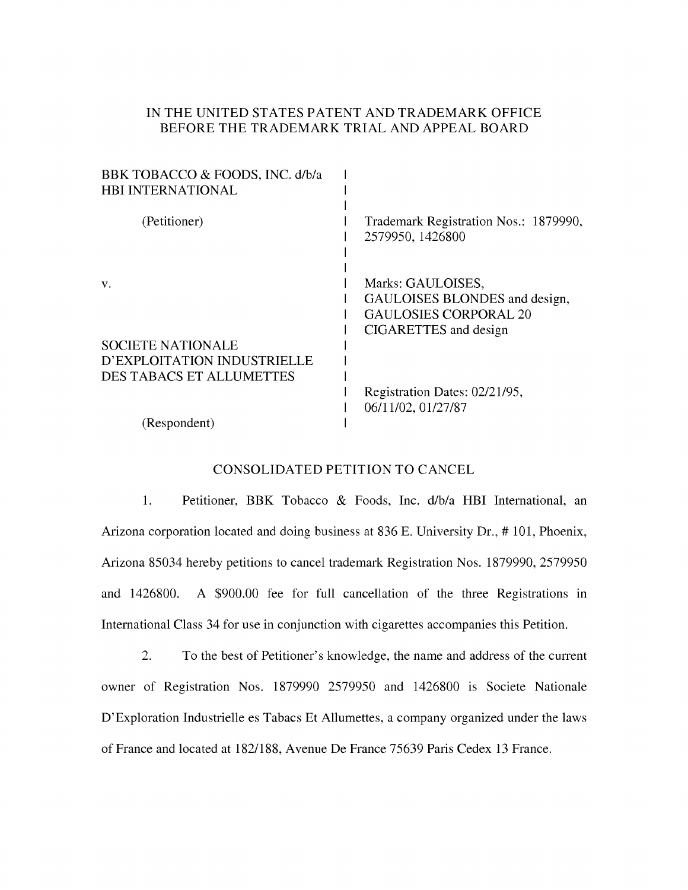IN THE UNITED STATES PATENT AND TRADEMARK OFFICE
BEFORE THE TRADEMARK TRIAL AND APPEAL BOARD

| | |
|---|---|
| BBK TOBACCO & FOODS, INC. d/b/a HBI INTERNATIONAL | |
| (Petitioner) | Trademark Registration Nos.: 1879990, 2579950, 1426800 |
| v. | Marks: GAULOISES, GAULOISES BLONDES and design, GAULOSIES CORPORAL 20 CIGARETTES and design |
| SOCIETE NATIONALE D'EXPLOITATION INDUSTRIELLE DES TABACS ET ALLUMETTES | |
| | Registration Dates: 02/21/95, 06/11/02, 01/27/87 |
| (Respondent) | |

## CONSOLIDATED PETITION TO CANCEL

1. Petitioner, BBK Tobacco & Foods, Inc. d/b/a HBI International, an Arizona corporation located and doing business at 836 E. University Dr., # 101, Phoenix, Arizona 85034 hereby petitions to cancel trademark Registration Nos. 1879990, 2579950 and 1426800. A $900.00 fee for full cancellation of the three Registrations in International Class 34 for use in conjunction with cigarettes accompanies this Petition.

2. To the best of Petitioner's knowledge, the name and address of the current owner of Registration Nos. 1879990 2579950 and 1426800 is Societe Nationale D'Exploration Industrielle es Tabacs Et Allumettes, a company organized under the laws of France and located at 182/188, Avenue De France 75639 Paris Cedex 13 France.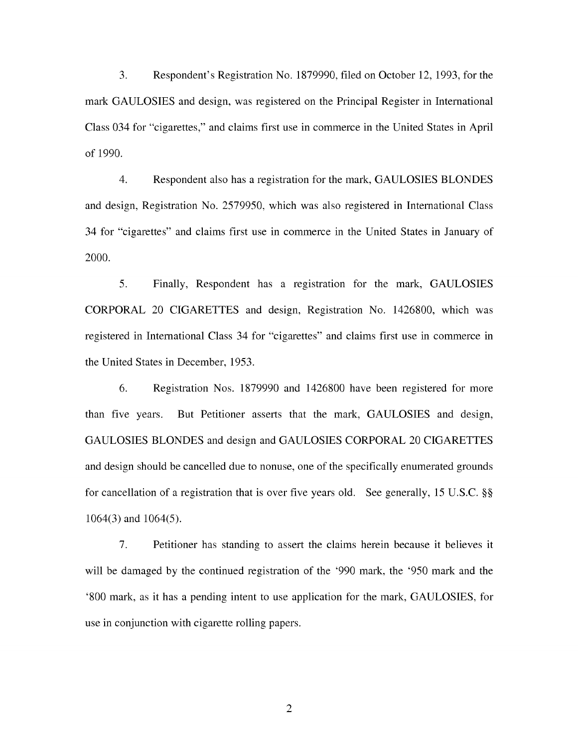3. Respondent's Registration No. 1879990, filed on October 12, 1993, for the mark GAULOSIES and design, was registered on the Principal Register in International Class 034 for "cigarettes," and claims first use in commerce in the United States in April of 1990.

4. Respondent also has a registration for the mark, GAULOSIES BLONDES and design, Registration No. 2579950, which was also registered in International Class 34 for "cigarettes" and claims first use in commerce in the United States in January of 2000.

5. Finally, Respondent has a registration for the mark, GAULOSIES CORPORAL 20 CIGARETTES and design, Registration No. 1426800, which was registered in International Class 34 for "cigarettes" and claims first use in commerce in the United States in December, 1953.

6. Registration Nos. 1879990 and 1426800 have been registered for more than five years. But Petitioner asserts that the mark, GAULOSIES and design, GAULOSIES BLONDES and design and GAULOSIES CORPORAL 20 CIGARETTES and design should be cancelled due to nonuse, one of the specifically enumerated grounds for cancellation of a registration that is over five years old. See generally, 15 U.S.C. §§ 1064(3) and 1064(5).

7. Petitioner has standing to assert the claims herein because it believes it will be damaged by the continued registration of the '990 mark, the '950 mark and the '800 mark, as it has a pending intent to use application for the mark, GAULOSIES, for use in conjunction with cigarette rolling papers.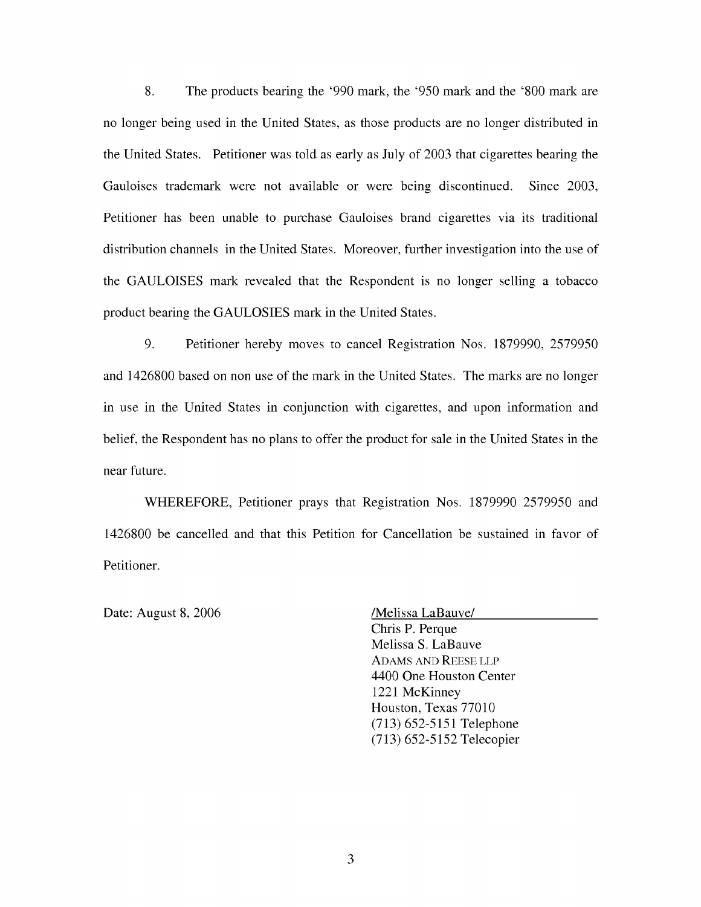8. The products bearing the '990 mark, the '950 mark and the '800 mark are no longer being used in the United States, as those products are no longer distributed in the United States. Petitioner was told as early as July of 2003 that cigarettes bearing the Gauloises trademark were not available or were being discontinued. Since 2003, Petitioner has been unable to purchase Gauloises brand cigarettes via its traditional distribution channels in the United States. Moreover, further investigation into the use of the GAULOISES mark revealed that the Respondent is no longer selling a tobacco product bearing the GAULOSIES mark in the United States.

9. Petitioner hereby moves to cancel Registration Nos. 1879990, 2579950 and 1426800 based on non use of the mark in the United States. The marks are no longer in use in the United States in conjunction with cigarettes, and upon information and belief, the Respondent has no plans to offer the product for sale in the United States in the near future.

WHEREFORE, Petitioner prays that Registration Nos. 1879990 2579950 and 1426800 be cancelled and that this Petition for Cancellation be sustained in favor of Petitioner.

Date: August 8, 2006

/Melissa LaBauve/
Chris P. Perque
Melissa S. LaBauve
ADAMS AND REESE LLP
4400 One Houston Center
1221 McKinney
Houston, Texas 77010
(713) 652-5151 Telephone
(713) 652-5152 Telecopier